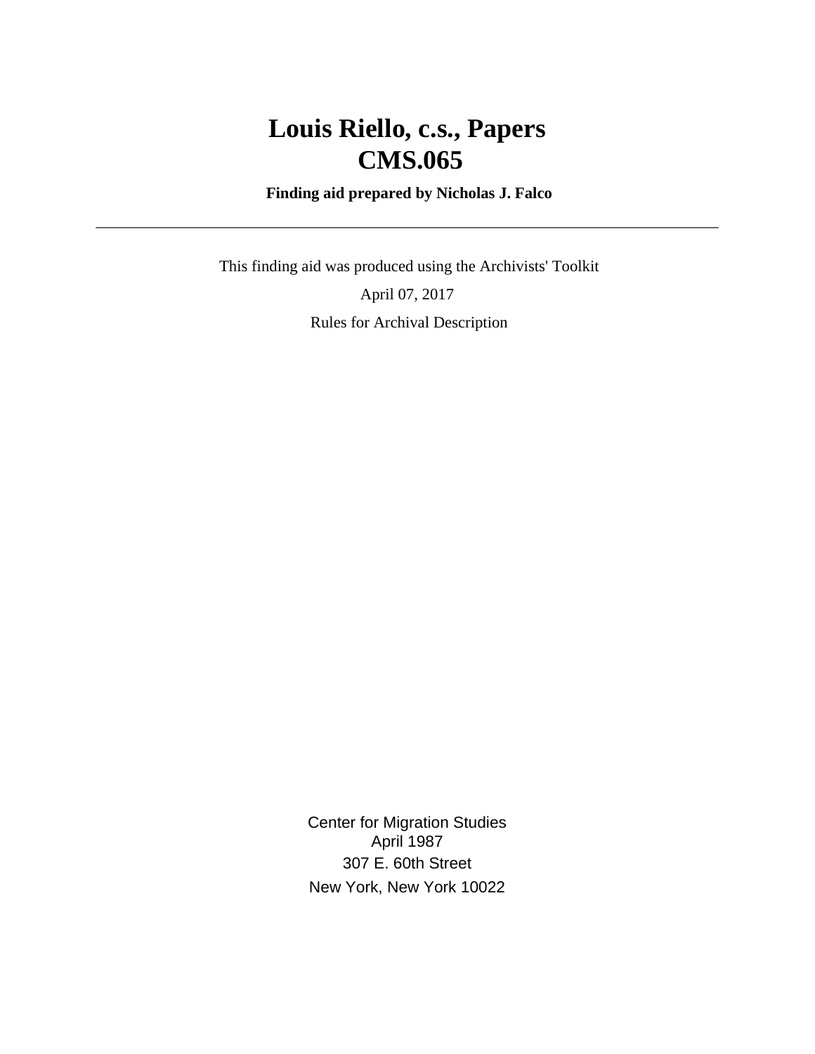# Louis Riello, c.s., Papers
# CMS.065

**Finding aid prepared by Nicholas J. Falco**

---

This finding aid was produced using the Archivists' Toolkit

April 07, 2017

Rules for Archival Description

Center for Migration Studies
April 1987
307 E. 60th Street
New York, New York 10022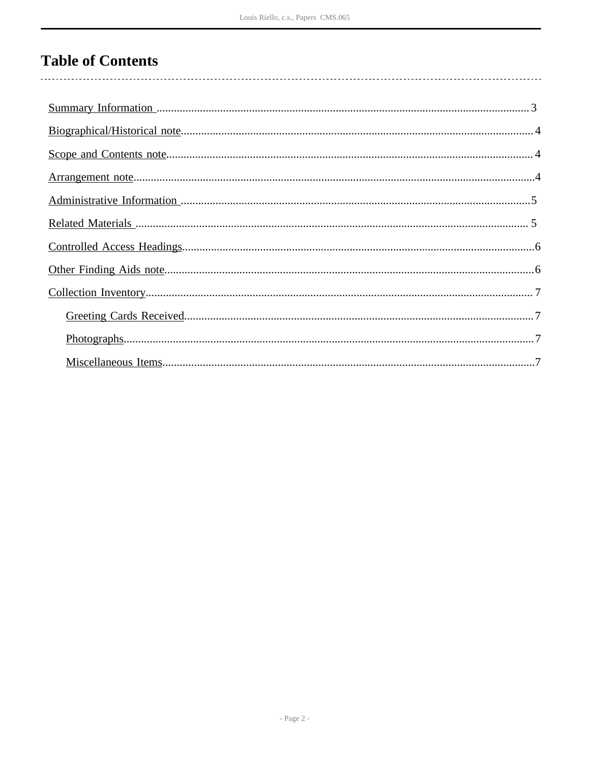# Table of Contents

- Summary Information ........................................ 3
- Biographical/Historical note ........................................ 4
- Scope and Contents note ........................................ 4
- Arrangement note ........................................ 4
- Administrative Information ........................................ 5
- Related Materials ........................................ 5
- Controlled Access Headings ........................................ 6
- Other Finding Aids note ........................................ 6
- Collection Inventory ........................................ 7
    - Greeting Cards Received ........................................ 7
    - Photographs ........................................ 7
    - Miscellaneous Items ........................................ 7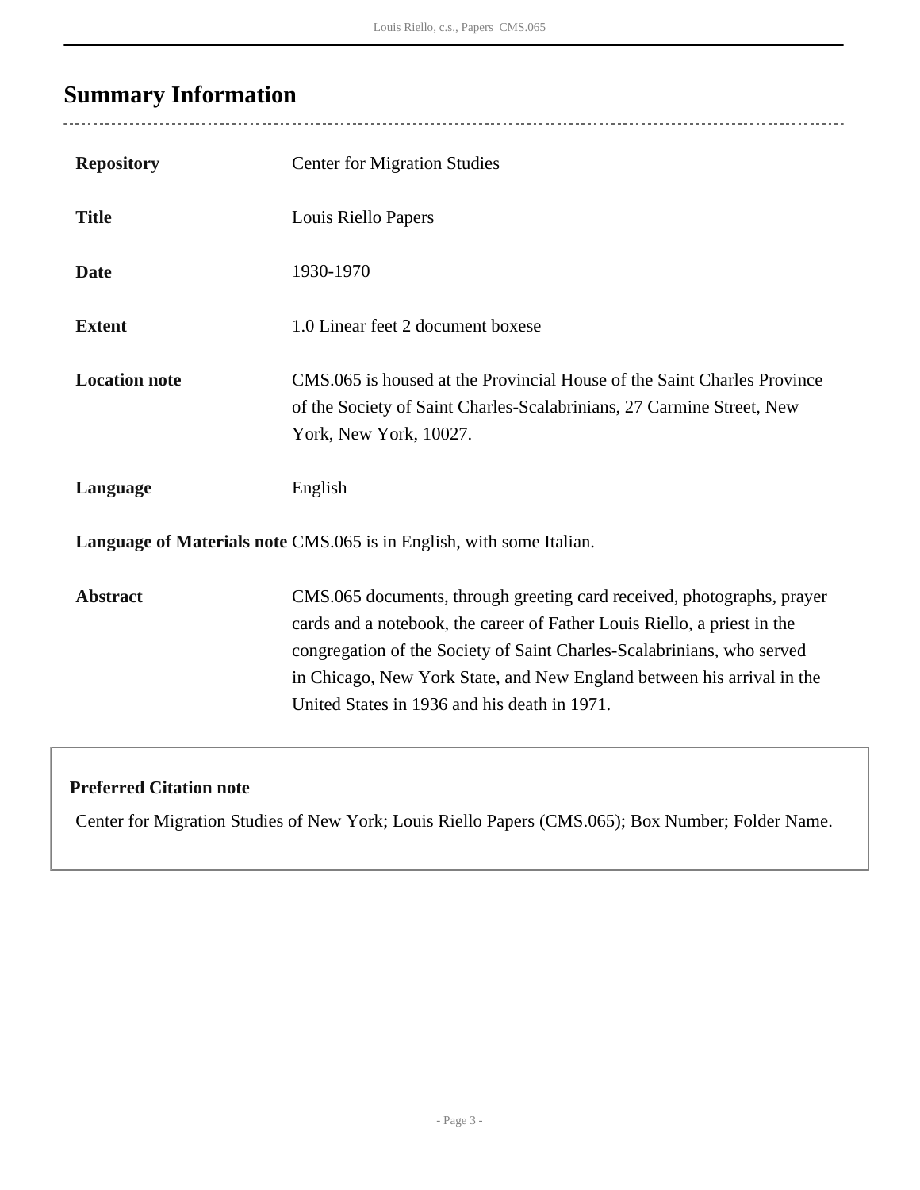## Summary Information

| | |
|---|---|
| **Repository** | Center for Migration Studies |
| **Title** | Louis Riello Papers |
| **Date** | 1930-1970 |
| **Extent** | 1.0 Linear feet 2 document boxese |
| **Location note** | CMS.065 is housed at the Provincial House of the Saint Charles Province of the Society of Saint Charles-Scalabrinians, 27 Carmine Street, New York, New York, 10027. |
| **Language** | English |
| **Language of Materials note** | CMS.065 is in English, with some Italian. |
| **Abstract** | CMS.065 documents, through greeting card received, photographs, prayer cards and a notebook, the career of Father Louis Riello, a priest in the congregation of the Society of Saint Charles-Scalabrinians, who served in Chicago, New York State, and New England between his arrival in the United States in 1936 and his death in 1971. |

**Preferred Citation note**

Center for Migration Studies of New York; Louis Riello Papers (CMS.065); Box Number; Folder Name.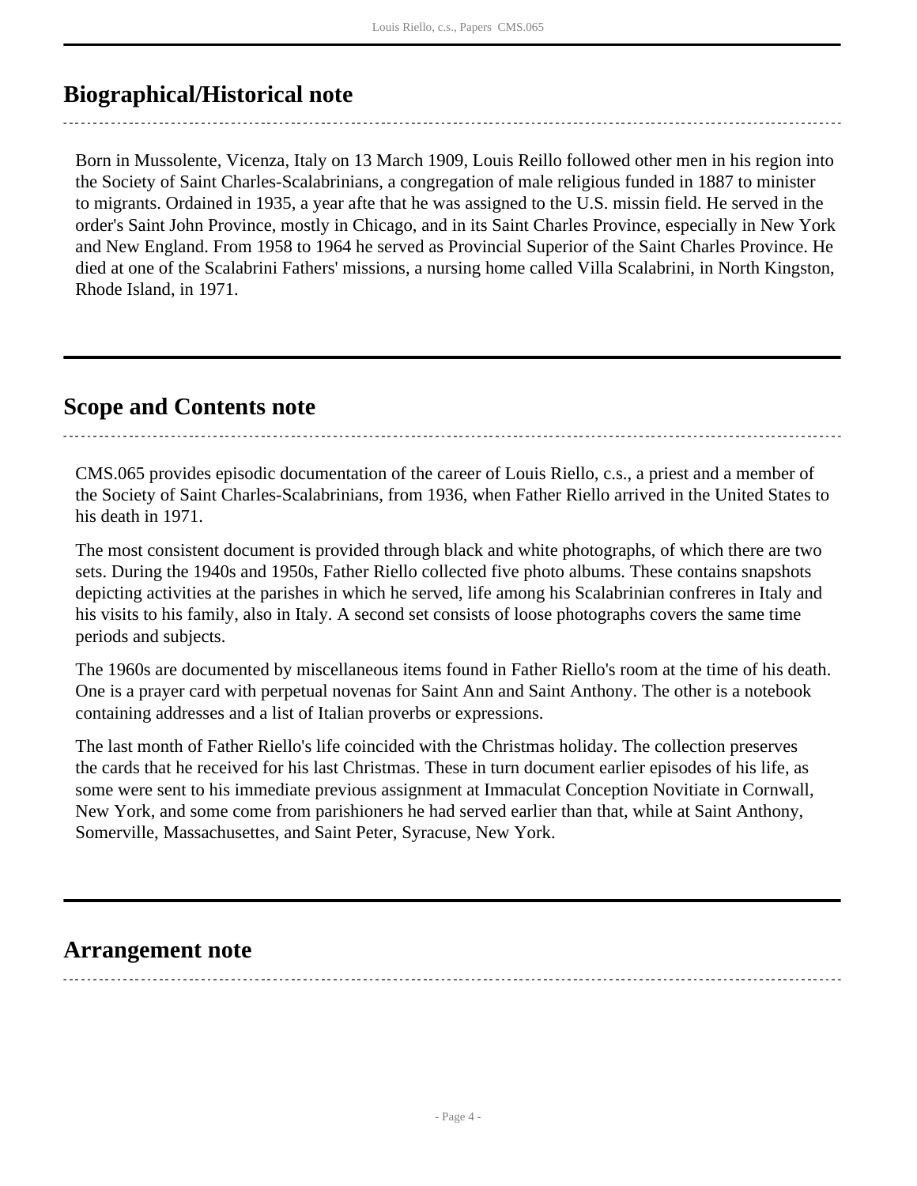## Biographical/Historical note

Born in Mussolente, Vicenza, Italy on 13 March 1909, Louis Reillo followed other men in his region into the Society of Saint Charles-Scalabrinians, a congregation of male religious funded in 1887 to minister to migrants. Ordained in 1935, a year afte that he was assigned to the U.S. missin field. He served in the order's Saint John Province, mostly in Chicago, and in its Saint Charles Province, especially in New York and New England. From 1958 to 1964 he served as Provincial Superior of the Saint Charles Province. He died at one of the Scalabrini Fathers' missions, a nursing home called Villa Scalabrini, in North Kingston, Rhode Island, in 1971.

## Scope and Contents note

CMS.065 provides episodic documentation of the career of Louis Riello, c.s., a priest and a member of the Society of Saint Charles-Scalabrinians, from 1936, when Father Riello arrived in the United States to his death in 1971.

The most consistent document is provided through black and white photographs, of which there are two sets. During the 1940s and 1950s, Father Riello collected five photo albums. These contains snapshots depicting activities at the parishes in which he served, life among his Scalabrinian confreres in Italy and his visits to his family, also in Italy. A second set consists of loose photographs covers the same time periods and subjects.

The 1960s are documented by miscellaneous items found in Father Riello's room at the time of his death. One is a prayer card with perpetual novenas for Saint Ann and Saint Anthony. The other is a notebook containing addresses and a list of Italian proverbs or expressions.

The last month of Father Riello's life coincided with the Christmas holiday. The collection preserves the cards that he received for his last Christmas. These in turn document earlier episodes of his life, as some were sent to his immediate previous assignment at Immaculat Conception Novitiate in Cornwall, New York, and some come from parishioners he had served earlier than that, while at Saint Anthony, Somerville, Massachusettes, and Saint Peter, Syracuse, New York.

## Arrangement note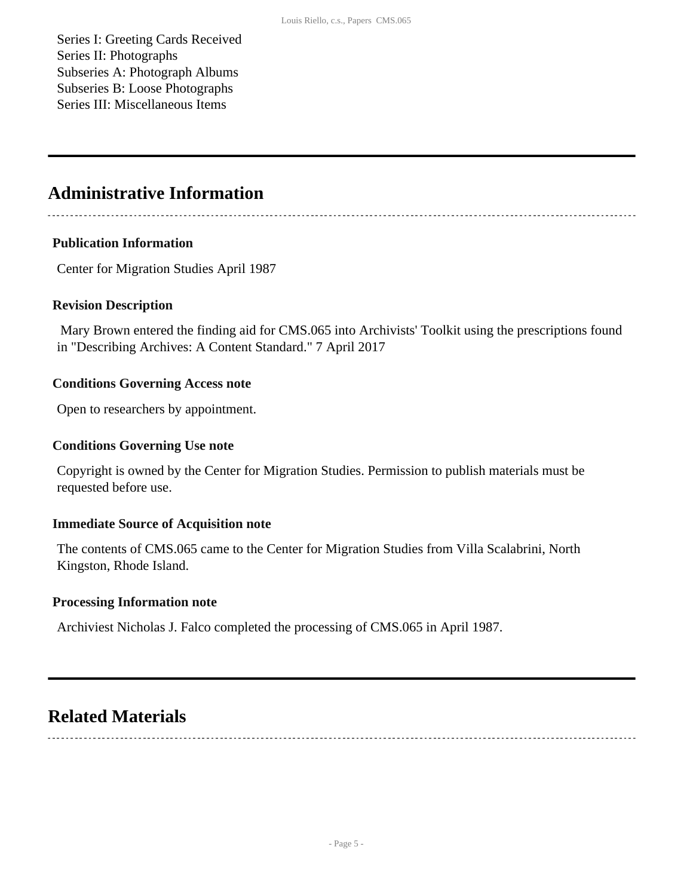Series I: Greeting Cards Received
Series II: Photographs
Subseries A: Photograph Albums
Subseries B: Loose Photographs
Series III: Miscellaneous Items

## Administrative Information

### Publication Information

Center for Migration Studies April 1987

### Revision Description

Mary Brown entered the finding aid for CMS.065 into Archivists' Toolkit using the prescriptions found in "Describing Archives: A Content Standard." 7 April 2017

### Conditions Governing Access note

Open to researchers by appointment.

### Conditions Governing Use note

Copyright is owned by the Center for Migration Studies. Permission to publish materials must be requested before use.

### Immediate Source of Acquisition note

The contents of CMS.065 came to the Center for Migration Studies from Villa Scalabrini, North Kingston, Rhode Island.

### Processing Information note

Archiviest Nicholas J. Falco completed the processing of CMS.065 in April 1987.

## Related Materials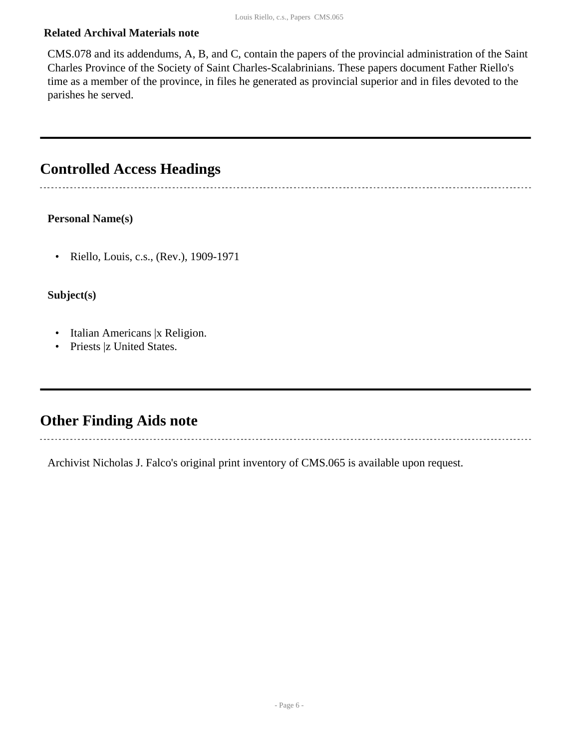### Related Archival Materials note

CMS.078 and its addendums, A, B, and C, contain the papers of the provincial administration of the Saint Charles Province of the Society of Saint Charles-Scalabrinians. These papers document Father Riello's time as a member of the province, in files he generated as provincial superior and in files devoted to the parishes he served.

## Controlled Access Headings

### Personal Name(s)

- Riello, Louis, c.s., (Rev.), 1909-1971

### Subject(s)

- Italian Americans |x Religion.
- Priests |z United States.

## Other Finding Aids note

Archivist Nicholas J. Falco's original print inventory of CMS.065 is available upon request.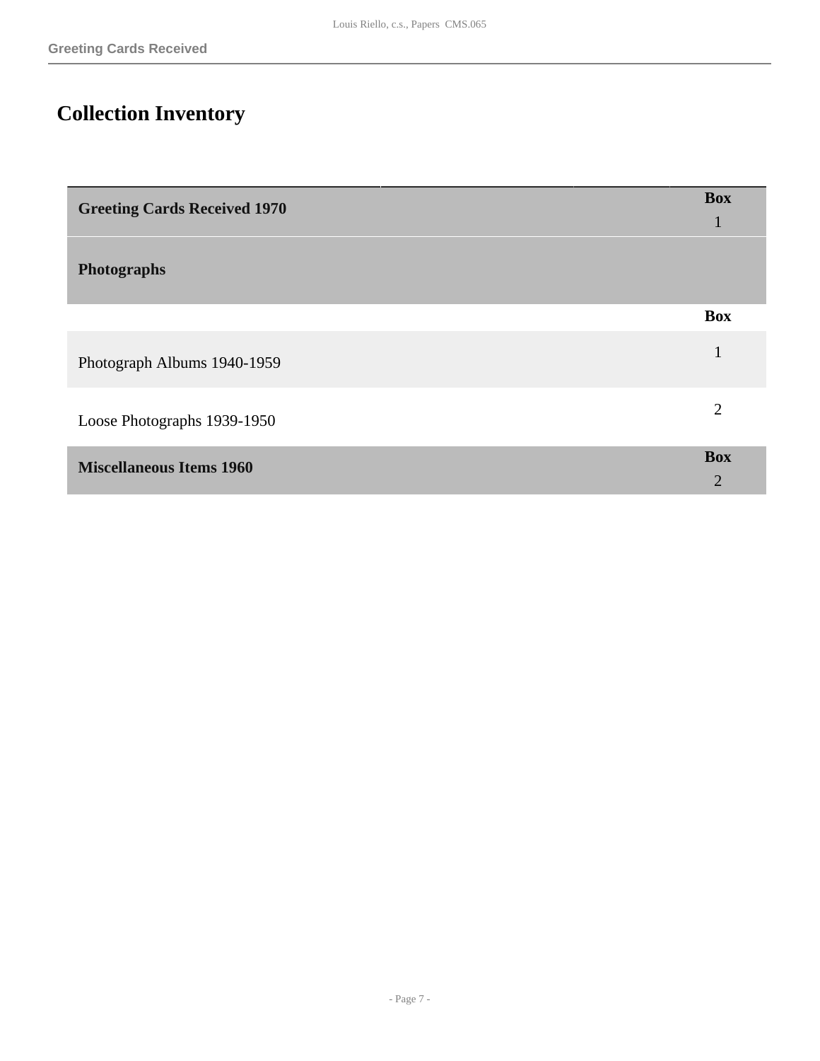# Collection Inventory

| | |
|---|---|
| **Greeting Cards Received 1970** | **Box** 1 |
| **Photographs** | |
| | **Box** |
| Photograph Albums 1940-1959 | 1 |
| Loose Photographs 1939-1950 | 2 |
| **Miscellaneous Items 1960** | **Box** 2 |